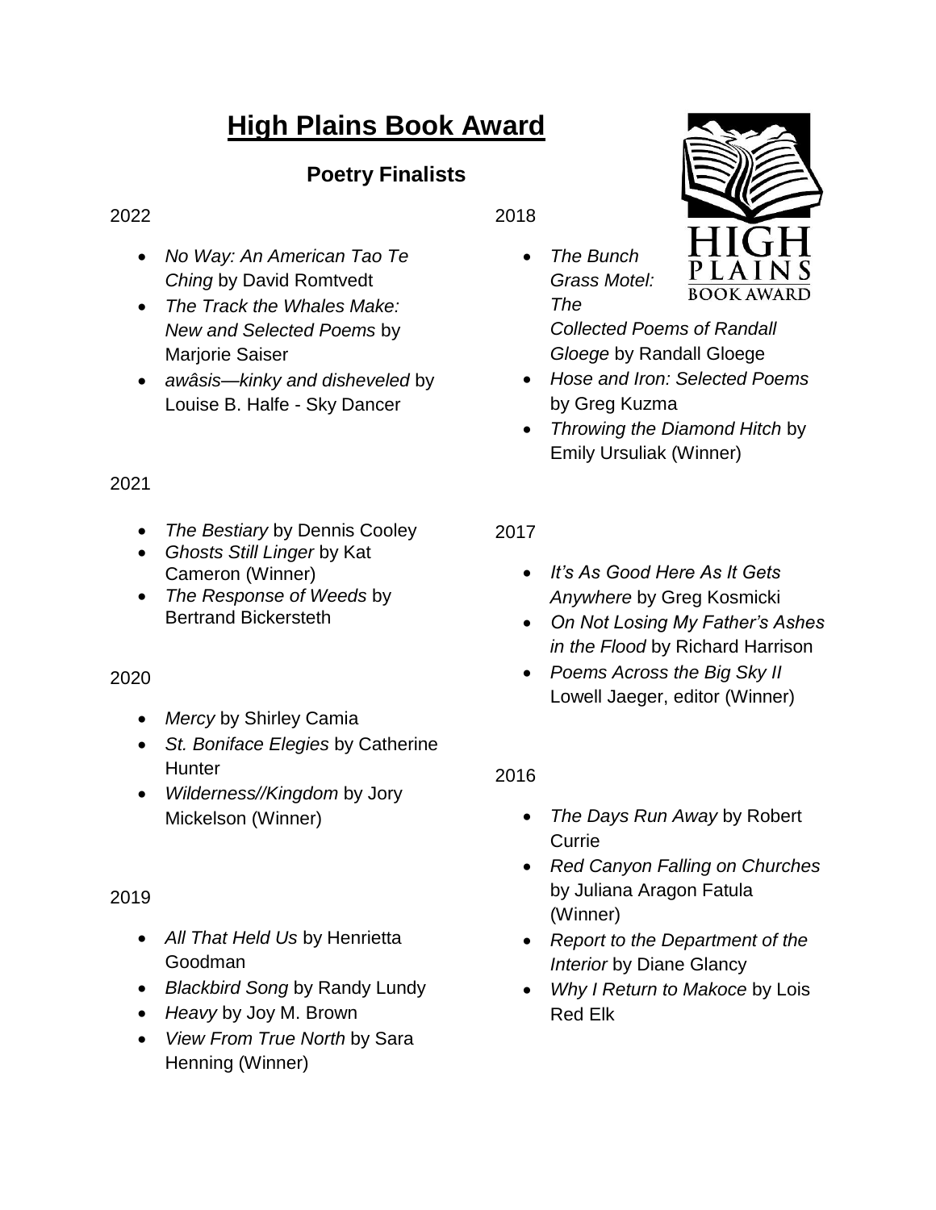# High Plains Book Award

## Poetry Finalists

2022

- *No Way: An American Tao Te Ching* by David Romtvedt
- *The Track the Whales Make: New and Selected Poems* by Marjorie Saiser
- *awâsis—kinky and disheveled* by Louise B. Halfe - Sky Dancer

2021

- *The Bestiary* by Dennis Cooley
- *Ghosts Still Linger* by Kat Cameron (Winner)
- *The Response of Weeds* by Bertrand Bickersteth

2020

- *Mercy* by Shirley Camia
- *St. Boniface Elegies* by Catherine Hunter
- *Wilderness//Kingdom* by Jory Mickelson (Winner)

2019

- *All That Held Us* by Henrietta Goodman
- *Blackbird Song* by Randy Lundy
- *Heavy* by Joy M. Brown
- *View From True North* by Sara Henning (Winner)

2018

- *The Bunch Grass Motel: The Collected Poems of Randall Gloege* by Randall Gloege
- *Hose and Iron: Selected Poems* by Greg Kuzma
- *Throwing the Diamond Hitch* by Emily Ursuliak (Winner)

2017

- *It's As Good Here As It Gets Anywhere* by Greg Kosmicki
- *On Not Losing My Father's Ashes in the Flood* by Richard Harrison
- *Poems Across the Big Sky II* Lowell Jaeger, editor (Winner)

2016

- *The Days Run Away* by Robert Currie
- *Red Canyon Falling on Churches* by Juliana Aragon Fatula (Winner)
- *Report to the Department of the Interior* by Diane Glancy
- *Why I Return to Makoce* by Lois Red Elk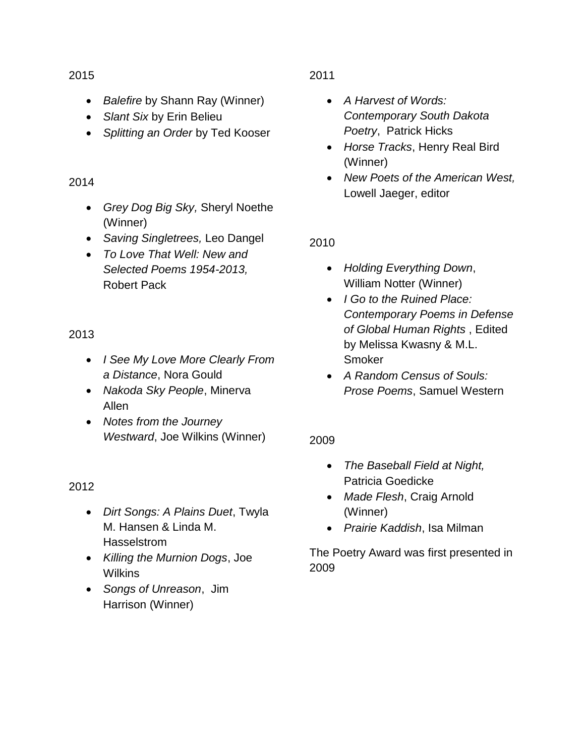2015

- *Balefire* by Shann Ray (Winner)
- *Slant Six* by Erin Belieu
- *Splitting an Order* by Ted Kooser

2014

- *Grey Dog Big Sky,* Sheryl Noethe (Winner)
- *Saving Singletrees,* Leo Dangel
- *To Love That Well: New and Selected Poems 1954-2013,* Robert Pack

2013

- *I See My Love More Clearly From a Distance*, Nora Gould
- *Nakoda Sky People*, Minerva Allen
- *Notes from the Journey Westward*, Joe Wilkins (Winner)

2012

- *Dirt Songs: A Plains Duet*, Twyla M. Hansen & Linda M. Hasselstrom
- *Killing the Murnion Dogs*, Joe Wilkins
- *Songs of Unreason*, Jim Harrison (Winner)

2011

- *A Harvest of Words: Contemporary South Dakota Poetry*, Patrick Hicks
- *Horse Tracks*, Henry Real Bird (Winner)
- *New Poets of the American West,* Lowell Jaeger, editor

2010

- *Holding Everything Down*, William Notter (Winner)
- *I Go to the Ruined Place: Contemporary Poems in Defense of Global Human Rights* , Edited by Melissa Kwasny & M.L. Smoker
- *A Random Census of Souls: Prose Poems*, Samuel Western

2009

- *The Baseball Field at Night,* Patricia Goedicke
- *Made Flesh*, Craig Arnold (Winner)
- *Prairie Kaddish*, Isa Milman

The Poetry Award was first presented in 2009